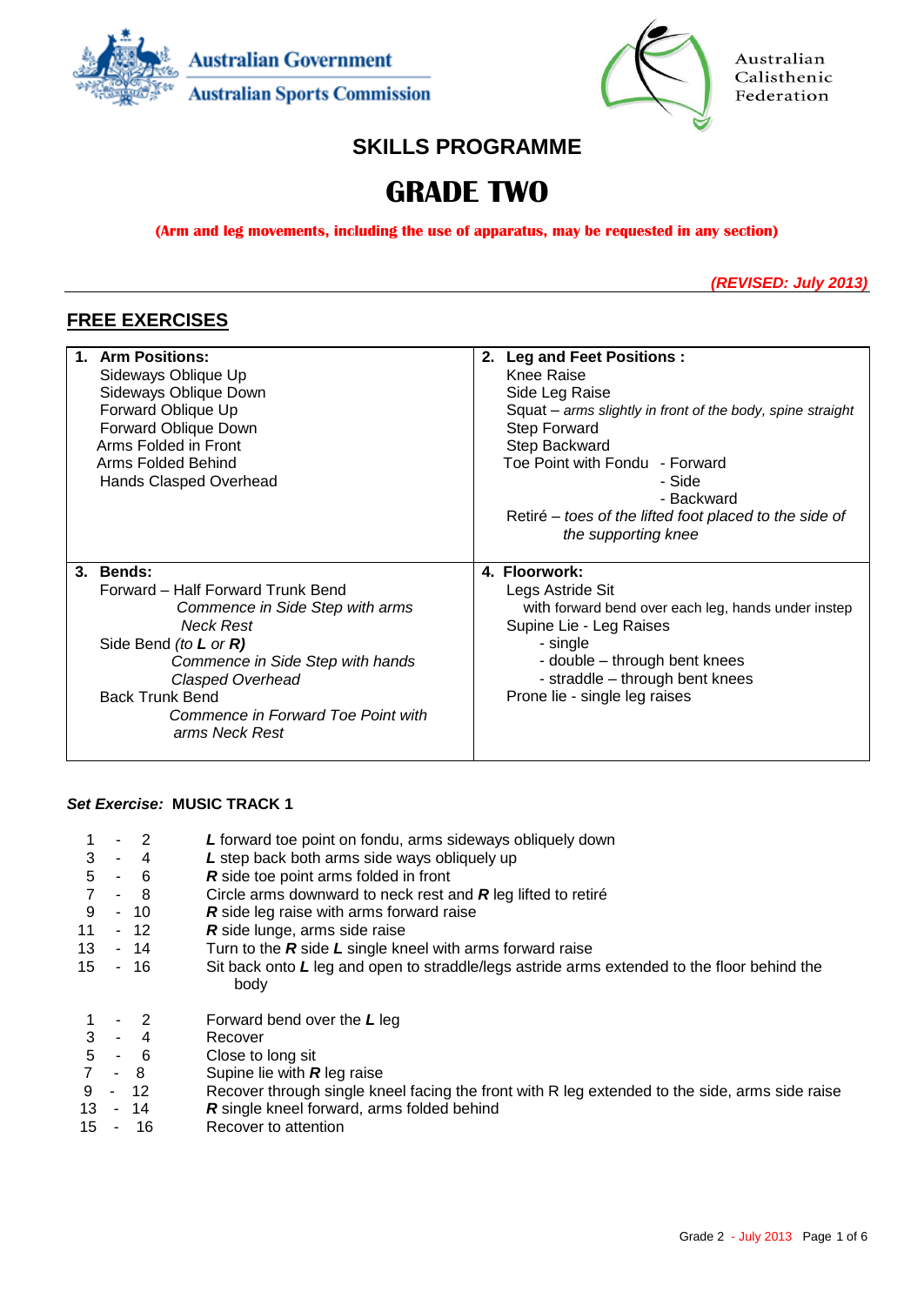Australian Government
Australian Sports Commission

Australian Calisthenic Federation

## SKILLS PROGRAMME

# GRADE TWO

**(Arm and leg movements, including the use of apparatus, may be requested in any section)**

***(REVISED: July 2013)***

## FREE EXERCISES

| **1. Arm Positions:**<br>Sideways Oblique Up<br>Sideways Oblique Down<br>Forward Oblique Up<br>Forward Oblique Down<br>Arms Folded in Front<br>Arms Folded Behind<br>Hands Clasped Overhead | **2. Leg and Feet Positions :**<br>Knee Raise<br>Side Leg Raise<br>Squat – *arms slightly in front of the body, spine straight*<br>Step Forward<br>Step Backward<br>Toe Point with Fondu - Forward<br>- Side<br>- Backward<br>Retiré – *toes of the lifted foot placed to the side of the supporting knee* |
|---|---|
| **3. Bends:**<br>Forward – Half Forward Trunk Bend<br>*Commence in Side Step with arms Neck Rest*<br>Side Bend *(to **L** or **R**)*<br>*Commence in Side Step with hands Clasped Overhead*<br>Back Trunk Bend<br>*Commence in Forward Toe Point with arms Neck Rest* | **4. Floorwork:**<br>Legs Astride Sit<br>with forward bend over each leg, hands under instep<br>Supine Lie - Leg Raises<br>- single<br>- double – through bent knees<br>- straddle – through bent knees<br>Prone lie - single leg raises |

***Set Exercise:*** **MUSIC TRACK 1**

| Counts | Movement |
|---|---|
| 1 - 2 | ***L*** forward toe point on fondu, arms sideways obliquely down |
| 3 - 4 | ***L*** step back both arms side ways obliquely up |
| 5 - 6 | ***R*** side toe point arms folded in front |
| 7 - 8 | Circle arms downward to neck rest and ***R*** leg lifted to retiré |
| 9 - 10 | ***R*** side leg raise with arms forward raise |
| 11 - 12 | ***R*** side lunge, arms side raise |
| 13 - 14 | Turn to the ***R*** side ***L*** single kneel with arms forward raise |
| 15 - 16 | Sit back onto ***L*** leg and open to straddle/legs astride arms extended to the floor behind the body |
| | |
| 1 - 2 | Forward bend over the ***L*** leg |
| 3 - 4 | Recover |
| 5 - 6 | Close to long sit |
| 7 - 8 | Supine lie with ***R*** leg raise |
| 9 - 12 | Recover through single kneel facing the front with R leg extended to the side, arms side raise |
| 13 - 14 | ***R*** single kneel forward, arms folded behind |
| 15 - 16 | Recover to attention |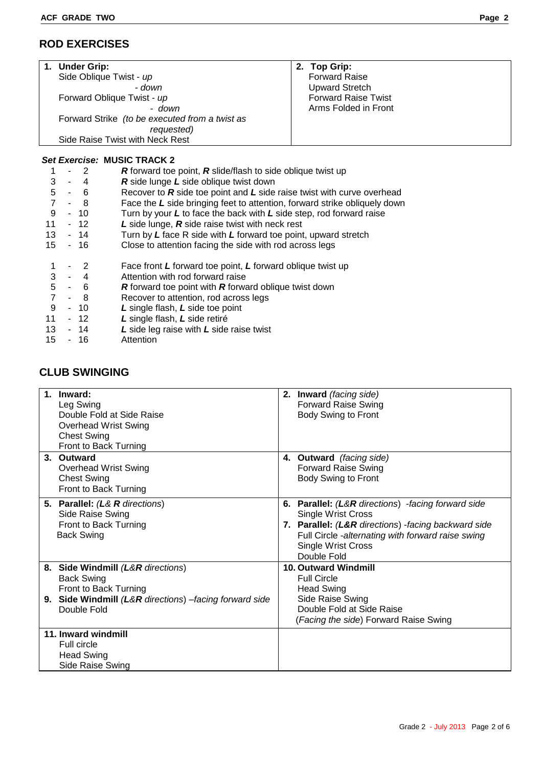## ROD EXERCISES

| **1. Under Grip:** | **2. Top Grip:** |
|---|---|
| Side Oblique Twist - *up* | Forward Raise |
| - *down* | Upward Stretch |
| Forward Oblique Twist - *up* | Forward Raise Twist |
| - *down* | Arms Folded in Front |
| Forward Strike *(to be executed from a twist as requested)* | |
| Side Raise Twist with Neck Rest | |

***Set Exercise:* MUSIC TRACK 2**

| Counts | Movement |
|---|---|
| 1 - 2 | ***R*** forward toe point, ***R*** slide/flash to side oblique twist up |
| 3 - 4 | ***R*** side lunge ***L*** side oblique twist down |
| 5 - 6 | Recover to ***R*** side toe point and ***L*** side raise twist with curve overhead |
| 7 - 8 | Face the ***L*** side bringing feet to attention, forward strike obliquely down |
| 9 - 10 | Turn by your ***L*** to face the back with ***L*** side step, rod forward raise |
| 11 - 12 | ***L*** side lunge, ***R*** side raise twist with neck rest |
| 13 - 14 | Turn by ***L*** face R side with ***L*** forward toe point, upward stretch |
| 15 - 16 | Close to attention facing the side with rod across legs |
| | |
| 1 - 2 | Face front ***L*** forward toe point, ***L*** forward oblique twist up |
| 3 - 4 | Attention with rod forward raise |
| 5 - 6 | ***R*** forward toe point with ***R*** forward oblique twist down |
| 7 - 8 | Recover to attention, rod across legs |
| 9 - 10 | ***L*** single flash, ***L*** side toe point |
| 11 - 12 | ***L*** single flash, ***L*** side retiré |
| 13 - 14 | ***L*** side leg raise with ***L*** side raise twist |
| 15 - 16 | Attention |

## CLUB SWINGING

| | |
|---|---|
| **1. Inward:**<br>Leg Swing<br>Double Fold at Side Raise<br>Overhead Wrist Swing<br>Chest Swing<br>Front to Back Turning | **2. Inward** *(facing side)*<br>Forward Raise Swing<br>Body Swing to Front |
| **3. Outward**<br>Overhead Wrist Swing<br>Chest Swing<br>Front to Back Turning | **4. Outward** *(facing side)*<br>Forward Raise Swing<br>Body Swing to Front |
| **5. Parallel:** *(**L**& **R** directions)*<br>Side Raise Swing<br>Front to Back Turning<br>Back Swing | **6. Parallel:** *(**L&R** directions) -facing forward side*<br>Single Wrist Cross<br>**7. Parallel:** *(**L&R** directions) -facing backward side*<br>Full Circle *-alternating with forward raise swing*<br>Single Wrist Cross<br>Double Fold |
| **8. Side Windmill** *(**L**&**R** directions)*<br>Back Swing<br>Front to Back Turning<br>**9. Side Windmill** *(**L**&**R** directions) –facing forward side*<br>Double Fold | **10. Outward Windmill**<br>Full Circle<br>Head Swing<br>Side Raise Swing<br>Double Fold at Side Raise<br>(*Facing the side*) Forward Raise Swing |
| **11. Inward windmill**<br>Full circle<br>Head Swing<br>Side Raise Swing | |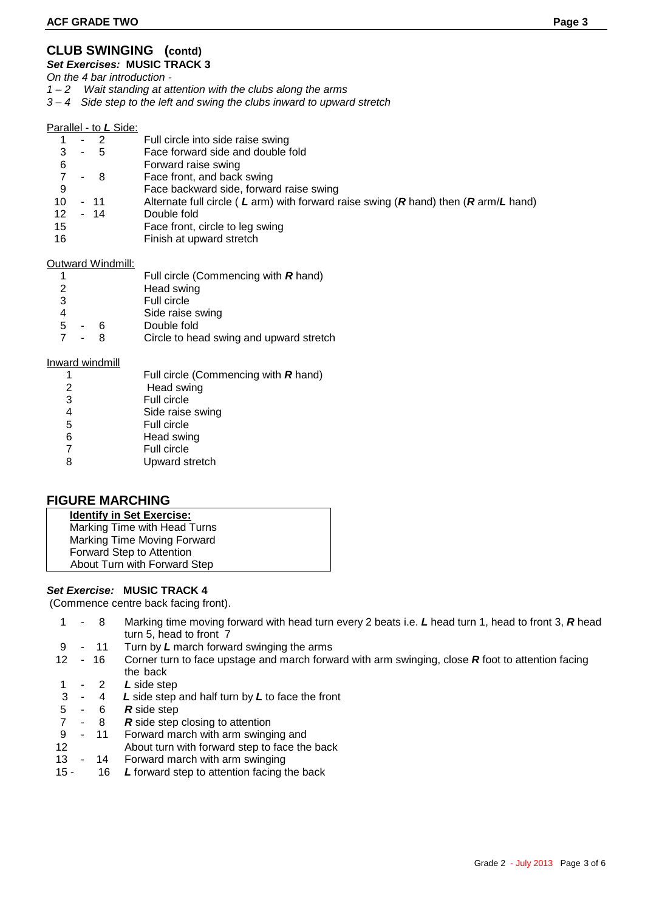## CLUB SWINGING (contd)

***Set Exercises:*** **MUSIC TRACK 3**

*On the 4 bar introduction -*

*1 – 2 Wait standing at attention with the clubs along the arms*

*3 – 4 Side step to the left and swing the clubs inward to upward stretch*

Parallel - to ***L*** Side:

| | |
|---|---|
| 1 - 2 | Full circle into side raise swing |
| 3 - 5 | Face forward side and double fold |
| 6 | Forward raise swing |
| 7 - 8 | Face front, and back swing |
| 9 | Face backward side, forward raise swing |
| 10 - 11 | Alternate full circle ( ***L*** arm) with forward raise swing (***R*** hand) then (***R*** arm/***L*** hand) |
| 12 - 14 | Double fold |
| 15 | Face front, circle to leg swing |
| 16 | Finish at upward stretch |

Outward Windmill:

| | |
|---|---|
| 1 | Full circle (Commencing with ***R*** hand) |
| 2 | Head swing |
| 3 | Full circle |
| 4 | Side raise swing |
| 5 - 6 | Double fold |
| 7 - 8 | Circle to head swing and upward stretch |

Inward windmill

| | |
|---|---|
| 1 | Full circle (Commencing with ***R*** hand) |
| 2 | Head swing |
| 3 | Full circle |
| 4 | Side raise swing |
| 5 | Full circle |
| 6 | Head swing |
| 7 | Full circle |
| 8 | Upward stretch |

## FIGURE MARCHING

**Identify in Set Exercise:**

Marking Time with Head Turns
Marking Time Moving Forward
Forward Step to Attention
About Turn with Forward Step

***Set Exercise:*** **MUSIC TRACK 4**

(Commence centre back facing front).

| | |
|---|---|
| 1 - 8 | Marking time moving forward with head turn every 2 beats i.e. ***L*** head turn 1, head to front 3, ***R*** head turn 5, head to front 7 |
| 9 - 11 | Turn by ***L*** march forward swinging the arms |
| 12 - 16 | Corner turn to face upstage and march forward with arm swinging, close ***R*** foot to attention facing the back |
| 1 - 2 | ***L*** side step |
| 3 - 4 | ***L*** side step and half turn by ***L*** to face the front |
| 5 - 6 | ***R*** side step |
| 7 - 8 | ***R*** side step closing to attention |
| 9 - 11 | Forward march with arm swinging and |
| 12 | About turn with forward step to face the back |
| 13 - 14 | Forward march with arm swinging |
| 15 - 16 | ***L*** forward step to attention facing the back |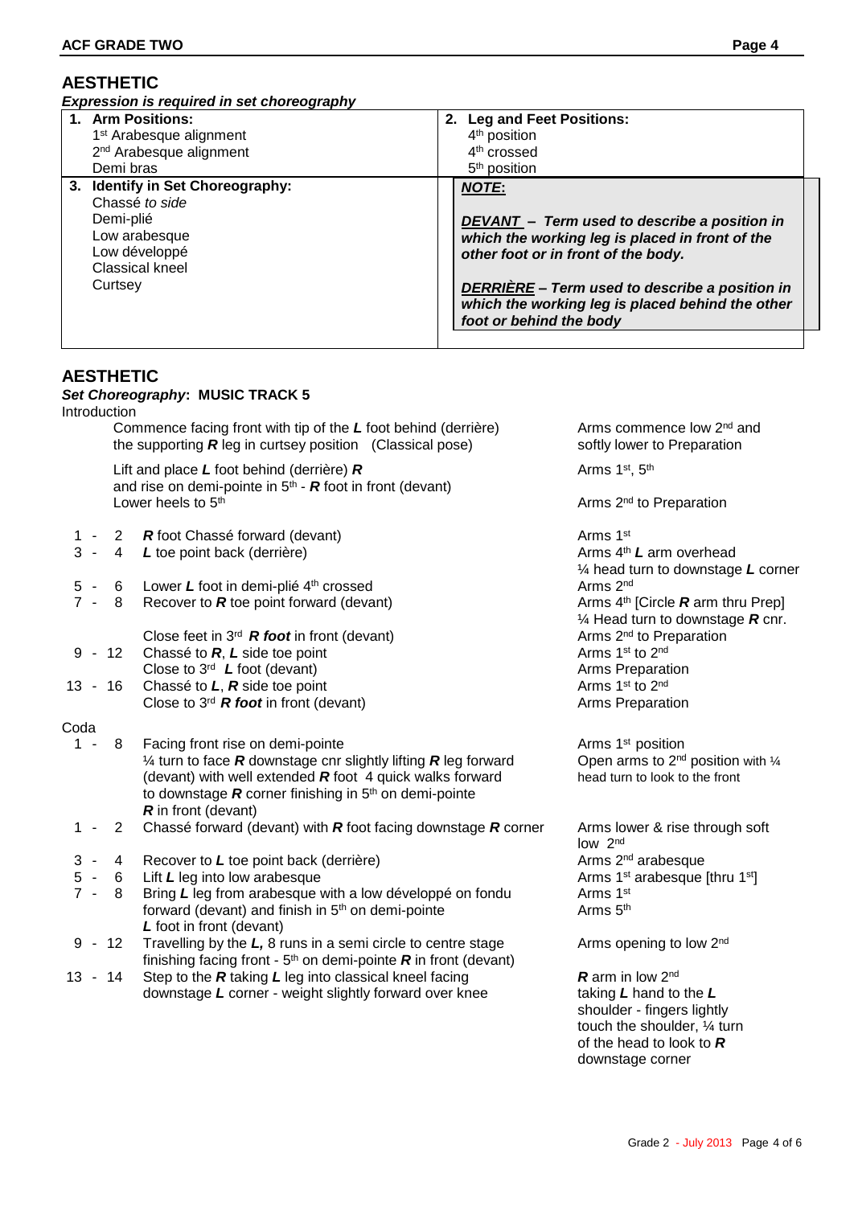## AESTHETIC

***Expression is required in set choreography***

| **1. Arm Positions:** | **2. Leg and Feet Positions:** |
|---|---|
| 1st Arabesque alignment<br>2nd Arabesque alignment<br>Demi bras | 4th position<br>4th crossed<br>5th position |
| **3. Identify in Set Choreography:**<br>Chassé *to side*<br>Demi-plié<br>Low arabesque<br>Low développé<br>Classical kneel<br>Curtsey | ***NOTE:***<br><br>***DEVANT – Term used to describe a position in which the working leg is placed in front of the other foot or in front of the body.***<br><br>***DERRIÈRE – Term used to describe a position in which the working leg is placed behind the other foot or behind the body*** |

## AESTHETIC

***Set Choreography*: MUSIC TRACK 5**

Introduction

| Counts | Steps | Arms |
|---|---|---|
| | Commence facing front with tip of the ***L*** foot behind (derrière) the supporting ***R*** leg in curtsey position (Classical pose) | Arms commence low 2nd and softly lower to Preparation |
| | Lift and place ***L*** foot behind (derrière) ***R*** and rise on demi-pointe in 5th - ***R*** foot in front (devant)<br>Lower heels to 5th | Arms 1st, 5th<br><br>Arms 2nd to Preparation |
| 1 - 2 | ***R*** foot Chassé forward (devant) | Arms 1st |
| 3 - 4 | ***L*** toe point back (derrière) | Arms 4th ***L*** arm overhead<br>¼ head turn to downstage ***L*** corner |
| 5 - 6 | Lower ***L*** foot in demi-plié 4th crossed | Arms 2nd |
| 7 - 8 | Recover to ***R*** toe point forward (devant) | Arms 4th [Circle ***R*** arm thru Prep]<br>¼ Head turn to downstage ***R*** cnr. |
| | Close feet in 3rd ***R foot*** in front (devant) | Arms 2nd to Preparation |
| 9 - 12 | Chassé to ***R***, ***L*** side toe point<br>Close to 3rd ***L*** foot (devant) | Arms 1st to 2nd<br>Arms Preparation |
| 13 - 16 | Chassé to ***L***, ***R*** side toe point<br>Close to 3rd ***R foot*** in front (devant) | Arms 1st to 2nd<br>Arms Preparation |

Coda

| Counts | Steps | Arms |
|---|---|---|
| 1 - 8 | Facing front rise on demi-pointe<br>¼ turn to face ***R*** downstage cnr slightly lifting ***R*** leg forward (devant) with well extended ***R*** foot 4 quick walks forward to downstage ***R*** corner finishing in 5th on demi-pointe ***R*** in front (devant) | Arms 1st position<br>Open arms to 2nd position with ¼ head turn to look to the front |
| 1 - 2 | Chassé forward (devant) with ***R*** foot facing downstage ***R*** corner | Arms lower & rise through soft low 2nd |
| 3 - 4 | Recover to ***L*** toe point back (derrière) | Arms 2nd arabesque |
| 5 - 6 | Lift ***L*** leg into low arabesque | Arms 1st arabesque [thru 1st] |
| 7 - 8 | Bring ***L*** leg from arabesque with a low développé on fondu forward (devant) and finish in 5th on demi-pointe ***L*** foot in front (devant) | Arms 1st<br>Arms 5th |
| 9 - 12 | Travelling by the ***L,*** 8 runs in a semi circle to centre stage finishing facing front - 5th on demi-pointe ***R*** in front (devant) | Arms opening to low 2nd |
| 13 - 14 | Step to the ***R*** taking ***L*** leg into classical kneel facing downstage ***L*** corner - weight slightly forward over knee | ***R*** arm in low 2nd taking ***L*** hand to the ***L*** shoulder - fingers lightly touch the shoulder, ¼ turn of the head to look to ***R*** downstage corner |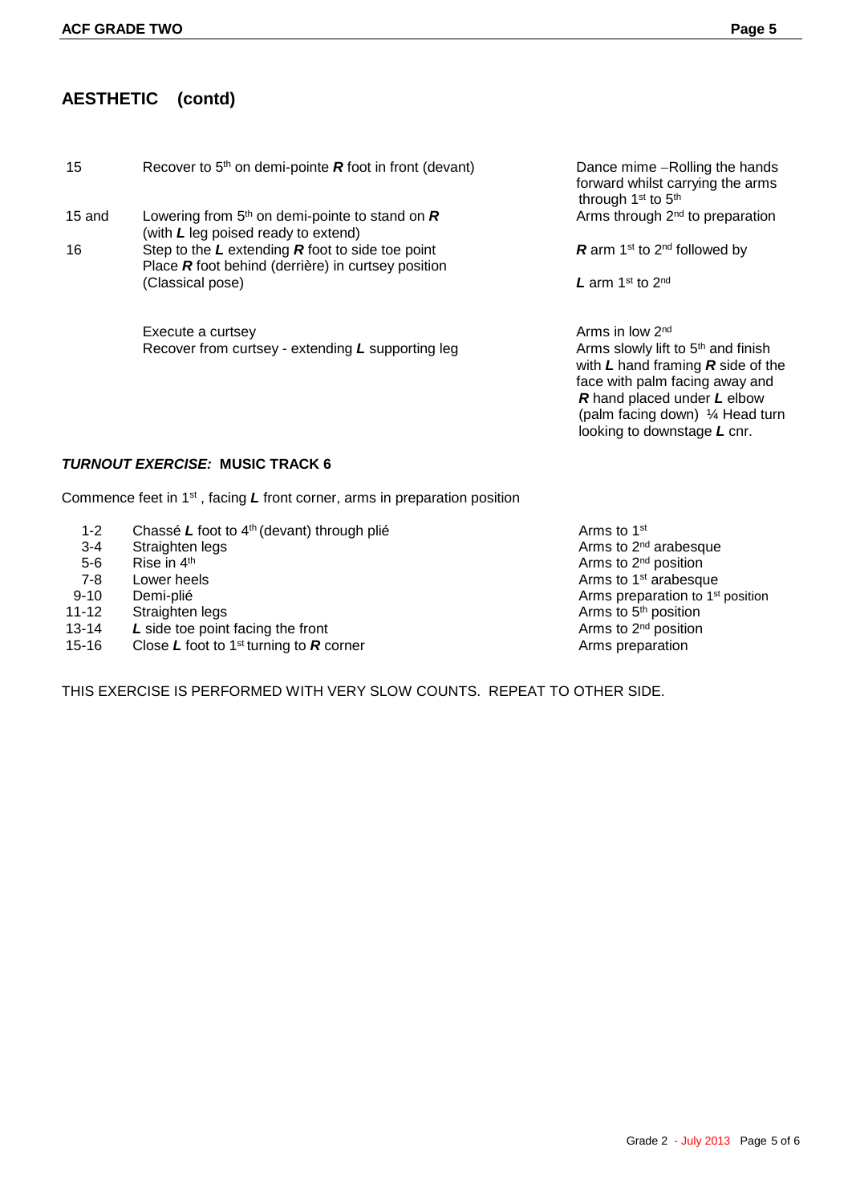## AESTHETIC (contd)

| | | |
|---|---|---|
| 15 | Recover to 5th on demi-pointe ***R*** foot in front (devant) | Dance mime –Rolling the hands forward whilst carrying the arms through 1st to 5th |
| 15 and | Lowering from 5th on demi-pointe to stand on ***R*** (with ***L*** leg poised ready to extend) | Arms through 2nd to preparation |
| 16 | Step to the ***L*** extending ***R*** foot to side toe point<br>Place ***R*** foot behind (derrière) in curtsey position<br>(Classical pose) | ***R*** arm 1st to 2nd followed by<br><br>***L*** arm 1st to 2nd |
| | Execute a curtsey<br>Recover from curtsey - extending ***L*** supporting leg | Arms in low 2nd<br>Arms slowly lift to 5th and finish with ***L*** hand framing ***R*** side of the face with palm facing away and ***R*** hand placed under ***L*** elbow (palm facing down) ¼ Head turn looking to downstage ***L*** cnr. |

### *TURNOUT EXERCISE:* MUSIC TRACK 6

Commence feet in 1st , facing ***L*** front corner, arms in preparation position

| | | |
|---|---|---|
| 1-2 | Chassé ***L*** foot to 4th (devant) through plié | Arms to 1st |
| 3-4 | Straighten legs | Arms to 2nd arabesque |
| 5-6 | Rise in 4th | Arms to 2nd position |
| 7-8 | Lower heels | Arms to 1st arabesque |
| 9-10 | Demi-plié | Arms preparation to 1st position |
| 11-12 | Straighten legs | Arms to 5th position |
| 13-14 | ***L*** side toe point facing the front | Arms to 2nd position |
| 15-16 | Close ***L*** foot to 1st turning to ***R*** corner | Arms preparation |

THIS EXERCISE IS PERFORMED WITH VERY SLOW COUNTS. REPEAT TO OTHER SIDE.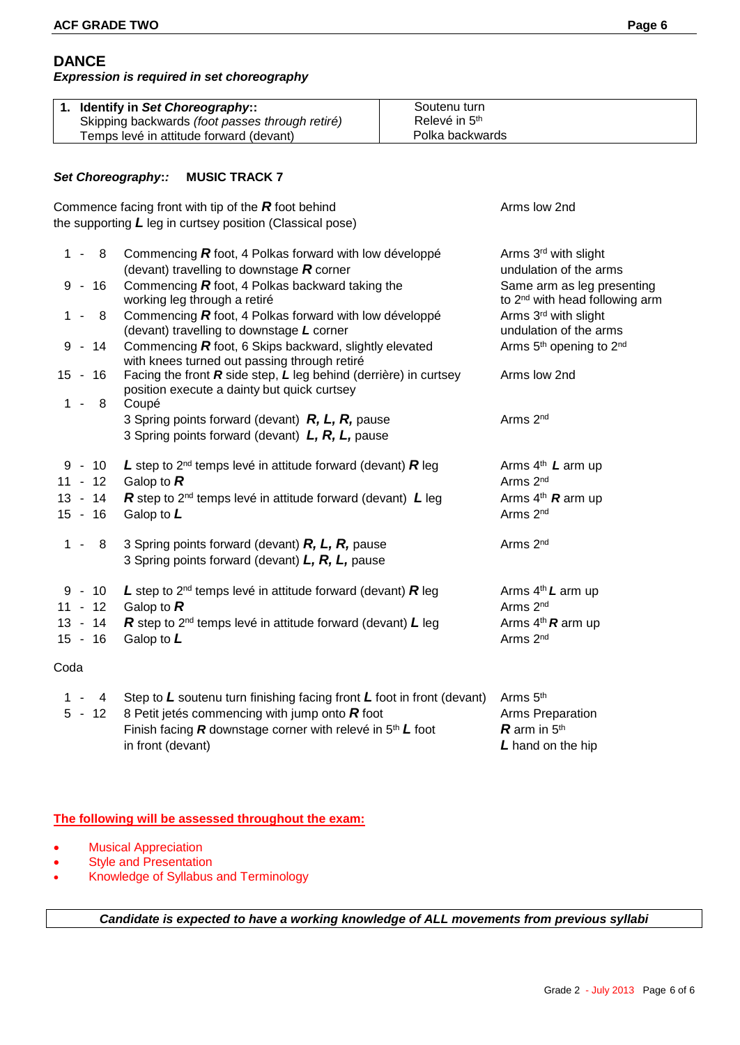## DANCE

***Expression is required in set choreography***

| | |
|---|---|
| 1. **Identify in *Set Choreography*::** Skipping backwards *(foot passes through retiré)* Temps levé in attitude forward (devant) | Soutenu turn Relevé in 5th Polka backwards |

***Set Choreography*::** **MUSIC TRACK 7**

| | | |
|---|---|---|
| | Commence facing front with tip of the ***R*** foot behind the supporting ***L*** leg in curtsey position (Classical pose) | Arms low 2nd |
| 1 - 8 | Commencing ***R*** foot, 4 Polkas forward with low développé (devant) travelling to downstage ***R*** corner | Arms 3rd with slight undulation of the arms |
| 9 - 16 | Commencing ***R*** foot, 4 Polkas backward taking the working leg through a retiré | Same arm as leg presenting to 2nd with head following arm |
| 1 - 8 | Commencing ***R*** foot, 4 Polkas forward with low développé (devant) travelling to downstage ***L*** corner | Arms 3rd with slight undulation of the arms |
| 9 - 14 | Commencing ***R*** foot, 6 Skips backward, slightly elevated with knees turned out passing through retiré | Arms 5th opening to 2nd |
| 15 - 16 | Facing the front ***R*** side step, ***L*** leg behind (derrière) in curtsey position execute a dainty but quick curtsey | Arms low 2nd |
| 1 - 8 | Coupé<br>3 Spring points forward (devant) ***R, L, R,*** pause<br>3 Spring points forward (devant) ***L, R, L,*** pause | Arms 2nd |
| 9 - 10 | ***L*** step to 2nd temps levé in attitude forward (devant) ***R*** leg | Arms 4th ***L*** arm up |
| 11 - 12 | Galop to ***R*** | Arms 2nd |
| 13 - 14 | ***R*** step to 2nd temps levé in attitude forward (devant) ***L*** leg | Arms 4th ***R*** arm up |
| 15 - 16 | Galop to ***L*** | Arms 2nd |
| 1 - 8 | 3 Spring points forward (devant) ***R, L, R,*** pause<br>3 Spring points forward (devant) ***L, R, L,*** pause | Arms 2nd |
| 9 - 10 | ***L*** step to 2nd temps levé in attitude forward (devant) ***R*** leg | Arms 4th ***L*** arm up |
| 11 - 12 | Galop to ***R*** | Arms 2nd |
| 13 - 14 | ***R*** step to 2nd temps levé in attitude forward (devant) ***L*** leg | Arms 4th ***R*** arm up |
| 15 - 16 | Galop to ***L*** | Arms 2nd |

Coda

| | | |
|---|---|---|
| 1 - 4 | Step to ***L*** soutenu turn finishing facing front ***L*** foot in front (devant) | Arms 5th |
| 5 - 12 | 8 Petit jetés commencing with jump onto ***R*** foot<br>Finish facing ***R*** downstage corner with relevé in 5th ***L*** foot in front (devant) | Arms Preparation<br>***R*** arm in 5th<br>***L*** hand on the hip |

**The following will be assessed throughout the exam:**

- Musical Appreciation
- Style and Presentation
- Knowledge of Syllabus and Terminology

***Candidate is expected to have a working knowledge of ALL movements from previous syllabi***